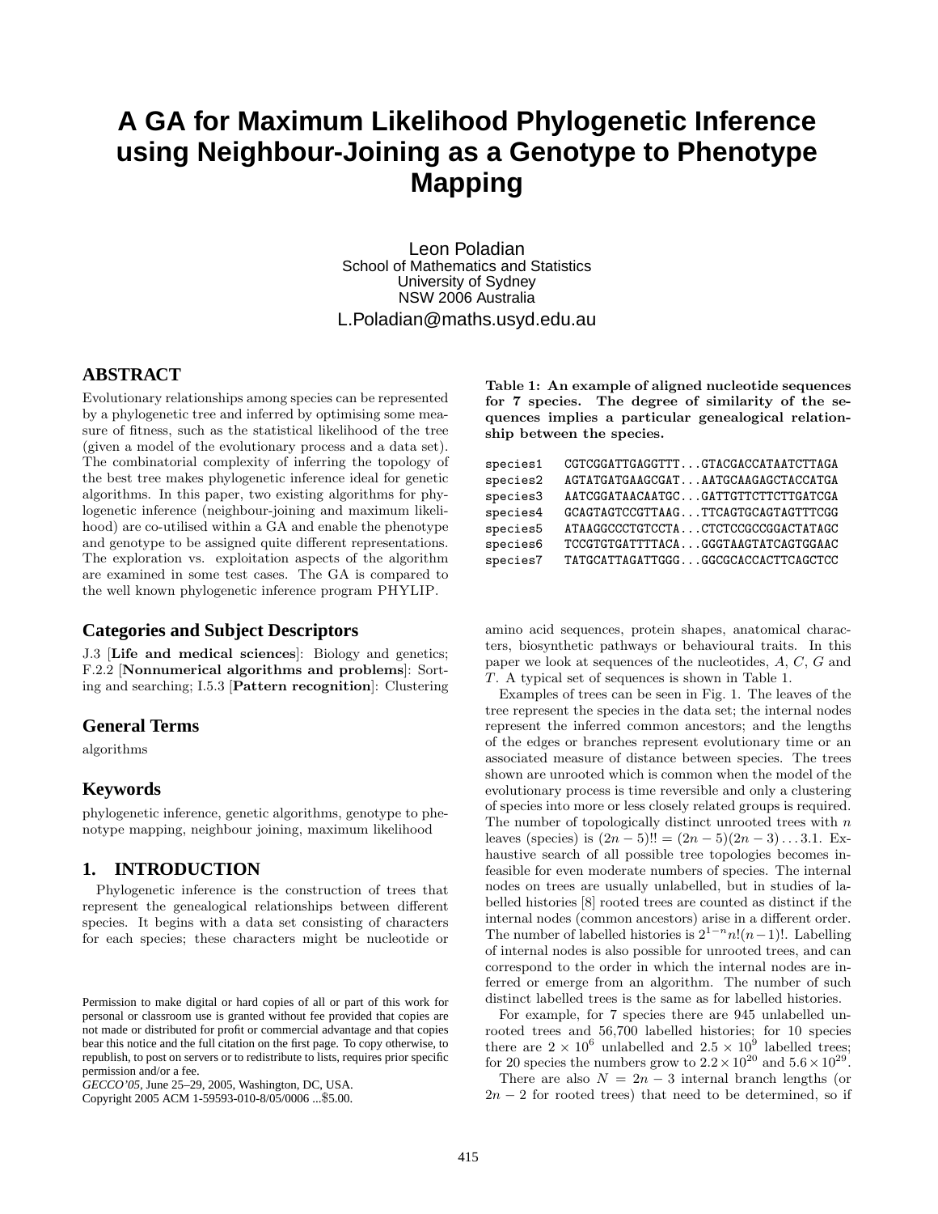# A GA for Maximum Likelihood Phylogenetic Inference using Neighbour-Joining as a Genotype to Phenotype Mapping

Leon Poladian
School of Mathematics and Statistics
University of Sydney
NSW 2006 Australia
L.Poladian@maths.usyd.edu.au

## ABSTRACT

Evolutionary relationships among species can be represented by a phylogenetic tree and inferred by optimising some measure of fitness, such as the statistical likelihood of the tree (given a model of the evolutionary process and a data set). The combinatorial complexity of inferring the topology of the best tree makes phylogenetic inference ideal for genetic algorithms. In this paper, two existing algorithms for phylogenetic inference (neighbour-joining and maximum likelihood) are co-utilised within a GA and enable the phenotype and genotype to be assigned quite different representations. The exploration vs. exploitation aspects of the algorithm are examined in some test cases. The GA is compared to the well known phylogenetic inference program PHYLIP.

## Categories and Subject Descriptors

J.3 [**Life and medical sciences**]: Biology and genetics; F.2.2 [**Nonnumerical algorithms and problems**]: Sorting and searching; I.5.3 [**Pattern recognition**]: Clustering

## General Terms

algorithms

## Keywords

phylogenetic inference, genetic algorithms, genotype to phenotype mapping, neighbour joining, maximum likelihood

## 1. INTRODUCTION

Phylogenetic inference is the construction of trees that represent the genealogical relationships between different species. It begins with a data set consisting of characters for each species; these characters might be nucleotide or amino acid sequences, protein shapes, anatomical characters, biosynthetic pathways or behavioural traits. In this paper we look at sequences of the nucleotides, $A$, $C$, $G$ and $T$. A typical set of sequences is shown in Table 1.

**Table 1: An example of aligned nucleotide sequences for 7 species. The degree of similarity of the sequences implies a particular genealogical relationship between the species.**

```
species1   CGTCGGATTGAGGTTT...GTACGACCATAATCTTAGA
species2   AGTATGATGAAGCGAT...AATGCAAGAGCTACCATGA
species3   AATCGGATAACAATGC...GATTGTTCTTCTTGATCGA
species4   GCAGTAGTCCGTTAAG...TTCAGTGCAGTAGTTTCGG
species5   ATAAGGCCCTGTCCTA...CTCTCCGCCGGACTATAGC
species6   TCCGTGTGATTTTACA...GGGTAAGTATCAGTGGAAC
species7   TATGCATTAGATTGGG...GGCGCACCACTTCAGCTCC
```

Examples of trees can be seen in Fig. 1. The leaves of the tree represent the species in the data set; the internal nodes represent the inferred common ancestors; and the lengths of the edges or branches represent evolutionary time or an associated measure of distance between species. The trees shown are unrooted which is common when the model of the evolutionary process is time reversible and only a clustering of species into more or less closely related groups is required. The number of topologically distinct unrooted trees with $n$ leaves (species) is $(2n-5)!! = (2n-5)(2n-3)\dots3.1$. Exhaustive search of all possible tree topologies becomes infeasible for even moderate numbers of species. The internal nodes on trees are usually unlabelled, but in studies of labelled histories [8] rooted trees are counted as distinct if the internal nodes (common ancestors) arise in a different order. The number of labelled histories is $2^{1-n}n!(n-1)!$. Labelling of internal nodes is also possible for unrooted trees, and can correspond to the order in which the internal nodes are inferred or emerge from an algorithm. The number of such distinct labelled trees is the same as for labelled histories.

For example, for 7 species there are 945 unlabelled unrooted trees and 56,700 labelled histories; for 10 species there are $2 \times 10^6$ unlabelled and $2.5 \times 10^9$ labelled trees; for 20 species the numbers grow to $2.2 \times 10^{20}$ and $5.6 \times 10^{29}$.

There are also $N = 2n - 3$ internal branch lengths (or $2n - 2$ for rooted trees) that need to be determined, so if

Permission to make digital or hard copies of all or part of this work for personal or classroom use is granted without fee provided that copies are not made or distributed for profit or commercial advantage and that copies bear this notice and the full citation on the first page. To copy otherwise, to republish, to post on servers or to redistribute to lists, requires prior specific permission and/or a fee.
*GECCO'05*, June 25–29, 2005, Washington, DC, USA.
Copyright 2005 ACM 1-59593-010-8/05/0006 ...$5.00.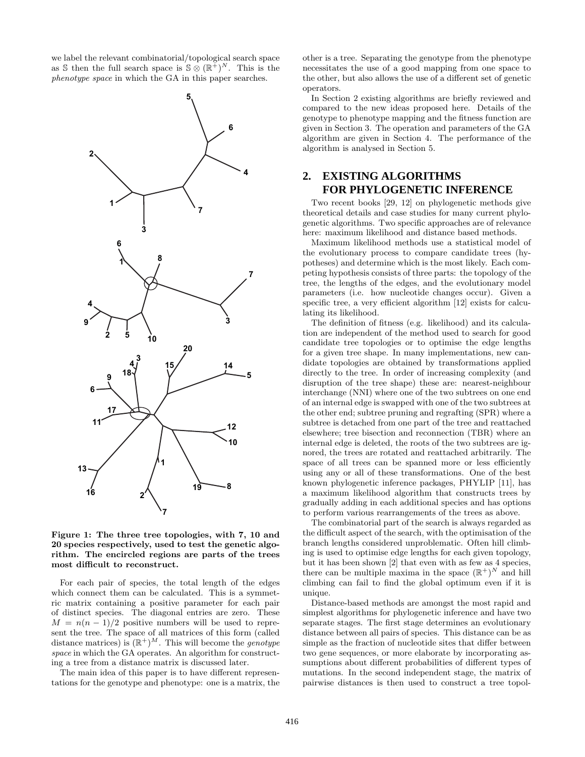we label the relevant combinatorial/topological search space as $\mathbb{S}$ then the full search space is $\mathbb{S} \otimes (\mathbb{R}^{+})^{N}$. This is the *phenotype space* in which the GA in this paper searches.

**Figure 1: The three tree topologies, with 7, 10 and 20 species respectively, used to test the genetic algorithm. The encircled regions are parts of the trees most difficult to reconstruct.**

For each pair of species, the total length of the edges which connect them can be calculated. This is a symmetric matrix containing a positive parameter for each pair of distinct species. The diagonal entries are zero. These $M = n(n-1)/2$ positive numbers will be used to represent the tree. The space of all matrices of this form (called distance matrices) is $(\mathbb{R}^{+})^{M}$. This will become the *genotype space* in which the GA operates. An algorithm for constructing a tree from a distance matrix is discussed later.

The main idea of this paper is to have different representations for the genotype and phenotype: one is a matrix, the other is a tree. Separating the genotype from the phenotype necessitates the use of a good mapping from one space to the other, but also allows the use of a different set of genetic operators.

In Section 2 existing algorithms are briefly reviewed and compared to the new ideas proposed here. Details of the genotype to phenotype mapping and the fitness function are given in Section 3. The operation and parameters of the GA algorithm are given in Section 4. The performance of the algorithm is analysed in Section 5.

## 2. EXISTING ALGORITHMS FOR PHYLOGENETIC INFERENCE

Two recent books [29, 12] on phylogenetic methods give theoretical details and case studies for many current phylogenetic algorithms. Two specific approaches are of relevance here: maximum likelihood and distance based methods.

Maximum likelihood methods use a statistical model of the evolutionary process to compare candidate trees (hypotheses) and determine which is the most likely. Each competing hypothesis consists of three parts: the topology of the tree, the lengths of the edges, and the evolutionary model parameters (i.e. how nucleotide changes occur). Given a specific tree, a very efficient algorithm [12] exists for calculating its likelihood.

The definition of fitness (e.g. likelihood) and its calculation are independent of the method used to search for good candidate tree topologies or to optimise the edge lengths for a given tree shape. In many implementations, new candidate topologies are obtained by transformations applied directly to the tree. In order of increasing complexity (and disruption of the tree shape) these are: nearest-neighbour interchange (NNI) where one of the two subtrees on one end of an internal edge is swapped with one of the two subtrees at the other end; subtree pruning and regrafting (SPR) where a subtree is detached from one part of the tree and reattached elsewhere; tree bisection and reconnection (TBR) where an internal edge is deleted, the roots of the two subtrees are ignored, the trees are rotated and reattached arbitrarily. The space of all trees can be spanned more or less efficiently using any or all of these transformations. One of the best known phylogenetic inference packages, PHYLIP [11], has a maximum likelihood algorithm that constructs trees by gradually adding in each additional species and has options to perform various rearrangements of the trees as above.

The combinatorial part of the search is always regarded as the difficult aspect of the search, with the optimisation of the branch lengths considered unproblematic. Often hill climbing is used to optimise edge lengths for each given topology, but it has been shown [2] that even with as few as 4 species, there can be multiple maxima in the space $(\mathbb{R}^{+})^{N}$ and hill climbing can fail to find the global optimum even if it is unique.

Distance-based methods are amongst the most rapid and simplest algorithms for phylogenetic inference and have two separate stages. The first stage determines an evolutionary distance between all pairs of species. This distance can be as simple as the fraction of nucleotide sites that differ between two gene sequences, or more elaborate by incorporating assumptions about different probabilities of different types of mutations. In the second independent stage, the matrix of pairwise distances is then used to construct a tree topol-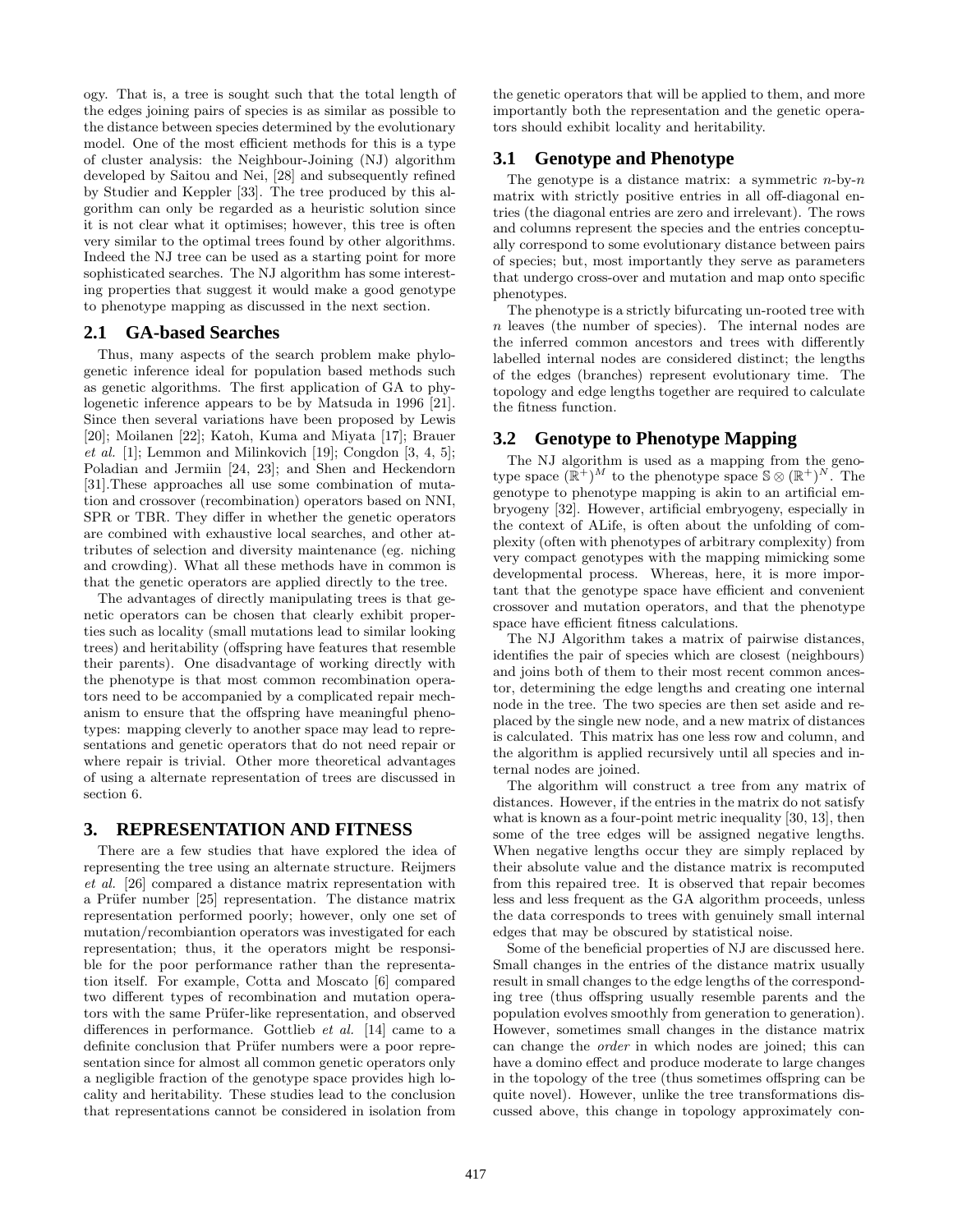ogy. That is, a tree is sought such that the total length of the edges joining pairs of species is as similar as possible to the distance between species determined by the evolutionary model. One of the most efficient methods for this is a type of cluster analysis: the Neighbour-Joining (NJ) algorithm developed by Saitou and Nei, [28] and subsequently refined by Studier and Keppler [33]. The tree produced by this algorithm can only be regarded as a heuristic solution since it is not clear what it optimises; however, this tree is often very similar to the optimal trees found by other algorithms. Indeed the NJ tree can be used as a starting point for more sophisticated searches. The NJ algorithm has some interesting properties that suggest it would make a good genotype to phenotype mapping as discussed in the next section.

## 2.1 GA-based Searches

Thus, many aspects of the search problem make phylogenetic inference ideal for population based methods such as genetic algorithms. The first application of GA to phylogenetic inference appears to be by Matsuda in 1996 [21]. Since then several variations have been proposed by Lewis [20]; Moilanen [22]; Katoh, Kuma and Miyata [17]; Brauer *et al.* [1]; Lemmon and Milinkovich [19]; Congdon [3, 4, 5]; Poladian and Jermiin [24, 23]; and Shen and Heckendorn [31].These approaches all use some combination of mutation and crossover (recombination) operators based on NNI, SPR or TBR. They differ in whether the genetic operators are combined with exhaustive local searches, and other attributes of selection and diversity maintenance (eg. niching and crowding). What all these methods have in common is that the genetic operators are applied directly to the tree.

The advantages of directly manipulating trees is that genetic operators can be chosen that clearly exhibit properties such as locality (small mutations lead to similar looking trees) and heritability (offspring have features that resemble their parents). One disadvantage of working directly with the phenotype is that most common recombination operators need to be accompanied by a complicated repair mechanism to ensure that the offspring have meaningful phenotypes: mapping cleverly to another space may lead to representations and genetic operators that do not need repair or where repair is trivial. Other more theoretical advantages of using a alternate representation of trees are discussed in section 6.

# 3. REPRESENTATION AND FITNESS

There are a few studies that have explored the idea of representing the tree using an alternate structure. Reijmers *et al.* [26] compared a distance matrix representation with a Prüfer number [25] representation. The distance matrix representation performed poorly; however, only one set of mutation/recombiantion operators was investigated for each representation; thus, it the operators might be responsible for the poor performance rather than the representation itself. For example, Cotta and Moscato [6] compared two different types of recombination and mutation operators with the same Prüfer-like representation, and observed differences in performance. Gottlieb *et al.* [14] came to a definite conclusion that Prüfer numbers were a poor representation since for almost all common genetic operators only a negligible fraction of the genotype space provides high locality and heritability. These studies lead to the conclusion that representations cannot be considered in isolation from the genetic operators that will be applied to them, and more importantly both the representation and the genetic operators should exhibit locality and heritability.

## 3.1 Genotype and Phenotype

The genotype is a distance matrix: a symmetric $n$-by-$n$ matrix with strictly positive entries in all off-diagonal entries (the diagonal entries are zero and irrelevant). The rows and columns represent the species and the entries conceptually correspond to some evolutionary distance between pairs of species; but, most importantly they serve as parameters that undergo cross-over and mutation and map onto specific phenotypes.

The phenotype is a strictly bifurcating un-rooted tree with $n$ leaves (the number of species). The internal nodes are the inferred common ancestors and trees with differently labelled internal nodes are considered distinct; the lengths of the edges (branches) represent evolutionary time. The topology and edge lengths together are required to calculate the fitness function.

## 3.2 Genotype to Phenotype Mapping

The NJ algorithm is used as a mapping from the genotype space $(\mathbb{R}^+)^M$ to the phenotype space $\mathbb{S} \otimes (\mathbb{R}^+)^N$. The genotype to phenotype mapping is akin to an artificial embryogeny [32]. However, artificial embryogeny, especially in the context of ALife, is often about the unfolding of complexity (often with phenotypes of arbitrary complexity) from very compact genotypes with the mapping mimicking some developmental process. Whereas, here, it is more important that the genotype space have efficient and convenient crossover and mutation operators, and that the phenotype space have efficient fitness calculations.

The NJ Algorithm takes a matrix of pairwise distances, identifies the pair of species which are closest (neighbours) and joins both of them to their most recent common ancestor, determining the edge lengths and creating one internal node in the tree. The two species are then set aside and replaced by the single new node, and a new matrix of distances is calculated. This matrix has one less row and column, and the algorithm is applied recursively until all species and internal nodes are joined.

The algorithm will construct a tree from any matrix of distances. However, if the entries in the matrix do not satisfy what is known as a four-point metric inequality [30, 13], then some of the tree edges will be assigned negative lengths. When negative lengths occur they are simply replaced by their absolute value and the distance matrix is recomputed from this repaired tree. It is observed that repair becomes less and less frequent as the GA algorithm proceeds, unless the data corresponds to trees with genuinely small internal edges that may be obscured by statistical noise.

Some of the beneficial properties of NJ are discussed here. Small changes in the entries of the distance matrix usually result in small changes to the edge lengths of the corresponding tree (thus offspring usually resemble parents and the population evolves smoothly from generation to generation). However, sometimes small changes in the distance matrix can change the *order* in which nodes are joined; this can have a domino effect and produce moderate to large changes in the topology of the tree (thus sometimes offspring can be quite novel). However, unlike the tree transformations discussed above, this change in topology approximately con-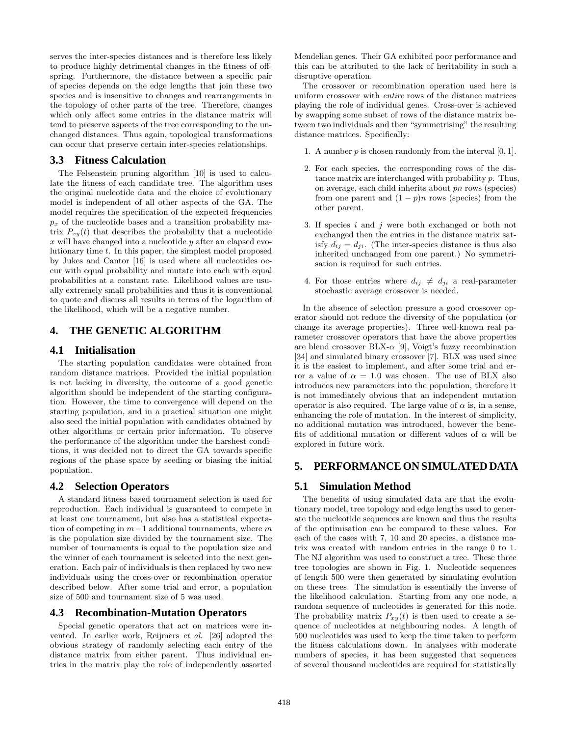serves the inter-species distances and is therefore less likely to produce highly detrimental changes in the fitness of offspring. Furthermore, the distance between a specific pair of species depends on the edge lengths that join these two species and is insensitive to changes and rearrangements in the topology of other parts of the tree. Therefore, changes which only affect some entries in the distance matrix will tend to preserve aspects of the tree corresponding to the unchanged distances. Thus again, topological transformations can occur that preserve certain inter-species relationships.

### 3.3 Fitness Calculation

The Felsenstein pruning algorithm [10] is used to calculate the fitness of each candidate tree. The algorithm uses the original nucleotide data and the choice of evolutionary model is independent of all other aspects of the GA. The model requires the specification of the expected frequencies $p_x$ of the nucleotide bases and a transition probability matrix $P_{xy}(t)$ that describes the probability that a nucleotide $x$ will have changed into a nucleotide $y$ after an elapsed evolutionary time $t$. In this paper, the simplest model proposed by Jukes and Cantor [16] is used where all nucleotides occur with equal probability and mutate into each with equal probabilities at a constant rate. Likelihood values are usually extremely small probabilities and thus it is conventional to quote and discuss all results in terms of the logarithm of the likelihood, which will be a negative number.

## 4. THE GENETIC ALGORITHM

### 4.1 Initialisation

The starting population candidates were obtained from random distance matrices. Provided the initial population is not lacking in diversity, the outcome of a good genetic algorithm should be independent of the starting configuration. However, the time to convergence will depend on the starting population, and in a practical situation one might also seed the initial population with candidates obtained by other algorithms or certain prior information. To observe the performance of the algorithm under the harshest conditions, it was decided not to direct the GA towards specific regions of the phase space by seeding or biasing the initial population.

### 4.2 Selection Operators

A standard fitness based tournament selection is used for reproduction. Each individual is guaranteed to compete in at least one tournament, but also has a statistical expectation of competing in $m-1$ additional tournaments, where $m$ is the population size divided by the tournament size. The number of tournaments is equal to the population size and the winner of each tournament is selected into the next generation. Each pair of individuals is then replaced by two new individuals using the cross-over or recombination operator described below. After some trial and error, a population size of 500 and tournament size of 5 was used.

### 4.3 Recombination-Mutation Operators

Special genetic operators that act on matrices were invented. In earlier work, Reijmers *et al.* [26] adopted the obvious strategy of randomly selecting each entry of the distance matrix from either parent. Thus individual entries in the matrix play the role of independently assorted Mendelian genes. Their GA exhibited poor performance and this can be attributed to the lack of heritability in such a disruptive operation.

The crossover or recombination operation used here is uniform crossover with *entire* rows of the distance matrices playing the role of individual genes. Cross-over is achieved by swapping some subset of rows of the distance matrix between two individuals and then "symmetrising" the resulting distance matrices. Specifically:

1. A number $p$ is chosen randomly from the interval $[0, 1]$.
2. For each species, the corresponding rows of the distance matrix are interchanged with probability $p$. Thus, on average, each child inherits about $pn$ rows (species) from one parent and $(1-p)n$ rows (species) from the other parent.
3. If species $i$ and $j$ were both exchanged or both not exchanged then the entries in the distance matrix satisfy $d_{ij} = d_{ji}$. (The inter-species distance is thus also inherited unchanged from one parent.) No symmetrisation is required for such entries.
4. For those entries where $d_{ij} \neq d_{ji}$ a real-parameter stochastic average crossover is needed.

In the absence of selection pressure a good crossover operator should not reduce the diversity of the population (or change its average properties). Three well-known real parameter crossover operators that have the above properties are blend crossover BLX-$\alpha$ [9], Voigt's fuzzy recombination [34] and simulated binary crossover [7]. BLX was used since it is the easiest to implement, and after some trial and error a value of $\alpha = 1.0$ was chosen. The use of BLX also introduces new parameters into the population, therefore it is not immediately obvious that an independent mutation operator is also required. The large value of $\alpha$ is, in a sense, enhancing the role of mutation. In the interest of simplicity, no additional mutation was introduced, however the benefits of additional mutation or different values of $\alpha$ will be explored in future work.

## 5. PERFORMANCE ON SIMULATED DATA

### 5.1 Simulation Method

The benefits of using simulated data are that the evolutionary model, tree topology and edge lengths used to generate the nucleotide sequences are known and thus the results of the optimisation can be compared to these values. For each of the cases with 7, 10 and 20 species, a distance matrix was created with random entries in the range 0 to 1. The NJ algorithm was used to construct a tree. These three tree topologies are shown in Fig. 1. Nucleotide sequences of length 500 were then generated by simulating evolution on these trees. The simulation is essentially the inverse of the likelihood calculation. Starting from any one node, a random sequence of nucleotides is generated for this node. The probability matrix $P_{xy}(t)$ is then used to create a sequence of nucleotides at neighbouring nodes. A length of 500 nucleotides was used to keep the time taken to perform the fitness calculations down. In analyses with moderate numbers of species, it has been suggested that sequences of several thousand nucleotides are required for statistically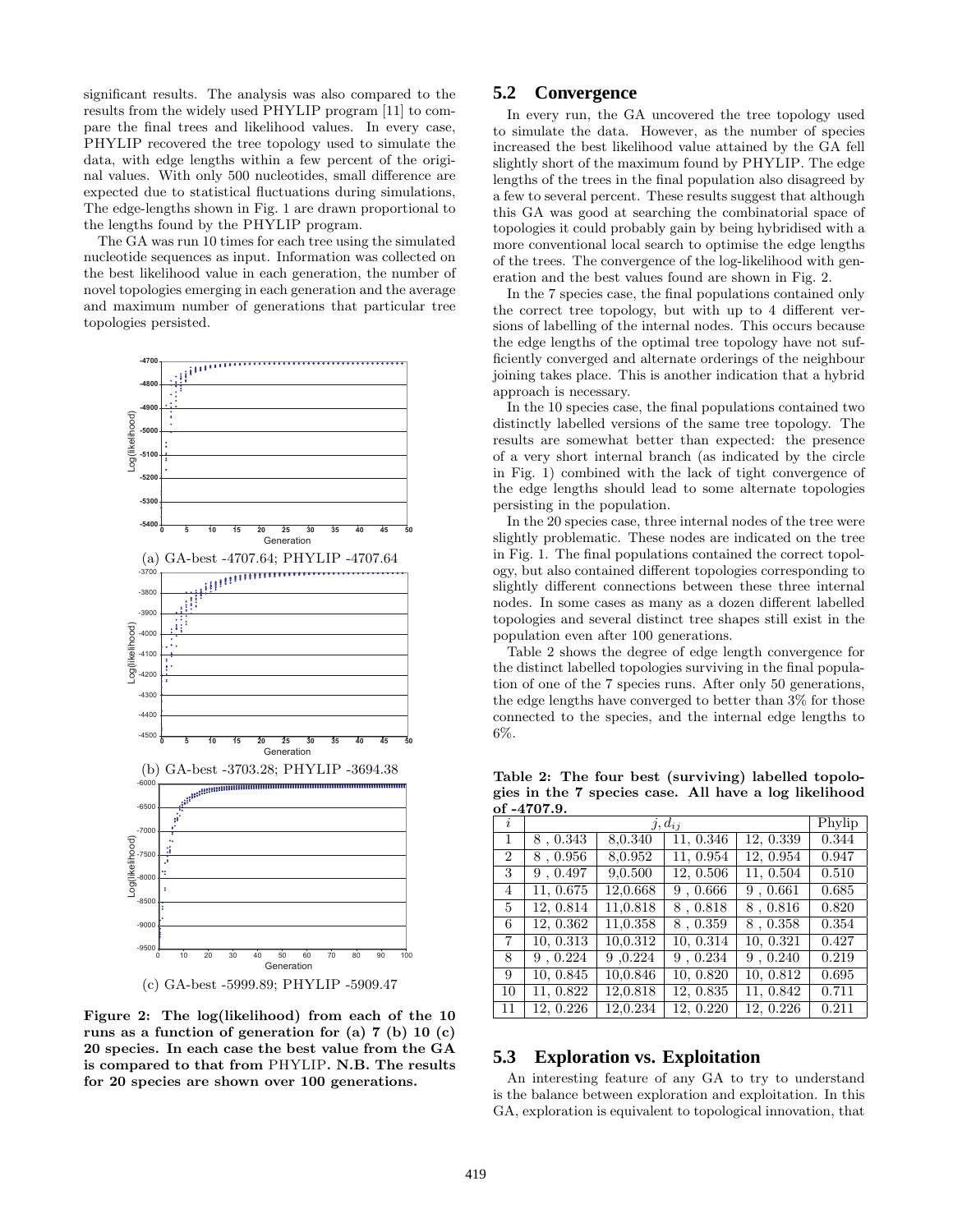significant results. The analysis was also compared to the results from the widely used PHYLIP program [11] to compare the final trees and likelihood values. In every case, PHYLIP recovered the tree topology used to simulate the data, with edge lengths within a few percent of the original values. With only 500 nucleotides, small difference are expected due to statistical fluctuations during simulations, The edge-lengths shown in Fig. 1 are drawn proportional to the lengths found by the PHYLIP program.

The GA was run 10 times for each tree using the simulated nucleotide sequences as input. Information was collected on the best likelihood value in each generation, the number of novel topologies emerging in each generation and the average and maximum number of generations that particular tree topologies persisted.

(a) GA-best -4707.64; PHYLIP -4707.64

(b) GA-best -3703.28; PHYLIP -3694.38

(c) GA-best -5999.89; PHYLIP -5909.47

**Figure 2: The log(likelihood) from each of the 10 runs as a function of generation for (a) 7 (b) 10 (c) 20 species. In each case the best value from the GA is compared to that from PHYLIP. N.B. The results for 20 species are shown over 100 generations.**

## 5.2 Convergence

In every run, the GA uncovered the tree topology used to simulate the data. However, as the number of species increased the best likelihood value attained by the GA fell slightly short of the maximum found by PHYLIP. The edge lengths of the trees in the final population also disagreed by a few to several percent. These results suggest that although this GA was good at searching the combinatorial space of topologies it could probably gain by being hybridised with a more conventional local search to optimise the edge lengths of the trees. The convergence of the log-likelihood with generation and the best values found are shown in Fig. 2.

In the 7 species case, the final populations contained only the correct tree topology, but with up to 4 different versions of labelling of the internal nodes. This occurs because the edge lengths of the optimal tree topology have not sufficiently converged and alternate orderings of the neighbour joining takes place. This is another indication that a hybrid approach is necessary.

In the 10 species case, the final populations contained two distinctly labelled versions of the same tree topology. The results are somewhat better than expected: the presence of a very short internal branch (as indicated by the circle in Fig. 1) combined with the lack of tight convergence of the edge lengths should lead to some alternate topologies persisting in the population.

In the 20 species case, three internal nodes of the tree were slightly problematic. These nodes are indicated on the tree in Fig. 1. The final populations contained the correct topology, but also contained different topologies corresponding to slightly different connections between these three internal nodes. In some cases as many as a dozen different labelled topologies and several distinct tree shapes still exist in the population even after 100 generations.

Table 2 shows the degree of edge length convergence for the distinct labelled topologies surviving in the final population of one of the 7 species runs. After only 50 generations, the edge lengths have converged to better than 3% for those connected to the species, and the internal edge lengths to 6%.

**Table 2: The four best (surviving) labelled topologies in the 7 species case. All have a log likelihood of -4707.9.**

| $i$ | $j, d_{ij}$ | | | | Phylip |
|---|---|---|---|---|---|
| 1 | 8 , 0.343 | 8,0.340 | 11, 0.346 | 12, 0.339 | 0.344 |
| 2 | 8 , 0.956 | 8,0.952 | 11, 0.954 | 12, 0.954 | 0.947 |
| 3 | 9 , 0.497 | 9,0.500 | 12, 0.506 | 11, 0.504 | 0.510 |
| 4 | 11, 0.675 | 12,0.668 | 9 , 0.666 | 9 , 0.661 | 0.685 |
| 5 | 12, 0.814 | 11,0.818 | 8 , 0.818 | 8 , 0.816 | 0.820 |
| 6 | 12, 0.362 | 11,0.358 | 8 , 0.359 | 8 , 0.358 | 0.354 |
| 7 | 10, 0.313 | 10,0.312 | 10, 0.314 | 10, 0.321 | 0.427 |
| 8 | 9 , 0.224 | 9 ,0.224 | 9 , 0.234 | 9 , 0.240 | 0.219 |
| 9 | 10, 0.845 | 10,0.846 | 10, 0.820 | 10, 0.812 | 0.695 |
| 10 | 11, 0.822 | 12,0.818 | 12, 0.835 | 11, 0.842 | 0.711 |
| 11 | 12, 0.226 | 12,0.234 | 12, 0.220 | 12, 0.226 | 0.211 |

## 5.3 Exploration vs. Exploitation

An interesting feature of any GA to try to understand is the balance between exploration and exploitation. In this GA, exploration is equivalent to topological innovation, that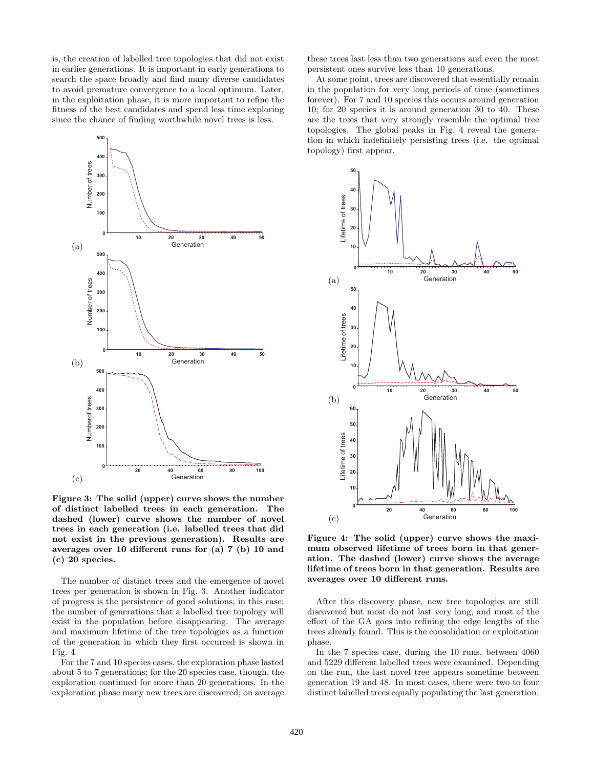is, the creation of labelled tree topologies that did not exist in earlier generations. It is important in early generations to search the space broadly and find many diverse candidates to avoid premature convergence to a local optimum. Later, in the exploitation phase, it is more important to refine the fitness of the best candidates and spend less time exploring since the chance of finding worthwhile novel trees is less.

**Figure 3: The solid (upper) curve shows the number of distinct labelled trees in each generation. The dashed (lower) curve shows the number of novel trees in each generation (i.e. labelled trees that did not exist in the previous generation). Results are averages over 10 different runs for (a) 7 (b) 10 and (c) 20 species.**

The number of distinct trees and the emergence of novel trees per generation is shown in Fig. 3. Another indicator of progress is the persistence of good solutions; in this case: the number of generations that a labelled tree topology will exist in the population before disappearing. The average and maximum lifetime of the tree topologies as a function of the generation in which they first occurred is shown in Fig. 4.

For the 7 and 10 species cases, the exploration phase lasted about 5 to 7 generations; for the 20 species case, though, the exploration continued for more than 20 generations. In the exploration phase many new trees are discovered; on average these trees last less than two generations and even the most persistent ones survive less than 10 generations.

At some point, trees are discovered that essentially remain in the population for very long periods of time (sometimes forever). For 7 and 10 species this occurs around generation 10; for 20 species it is around generation 30 to 40. These are the trees that very strongly resemble the optimal tree topologies. The global peaks in Fig. 4 reveal the generation in which indefinitely persisting trees (i.e. the optimal topology) first appear.

**Figure 4: The solid (upper) curve shows the maximum observed lifetime of trees born in that generation. The dashed (lower) curve shows the average lifetime of trees born in that generation. Results are averages over 10 different runs.**

After this discovery phase, new tree topologies are still discovered but most do not last very long, and most of the effort of the GA goes into refining the edge lengths of the trees already found. This is the consolidation or exploitation phase.

In the 7 species case, during the 10 runs, between 4060 and 5229 different labelled trees were examined. Depending on the run, the last novel tree appears sometime between generation 19 and 48. In most cases, there were two to four distinct labelled trees equally populating the last generation.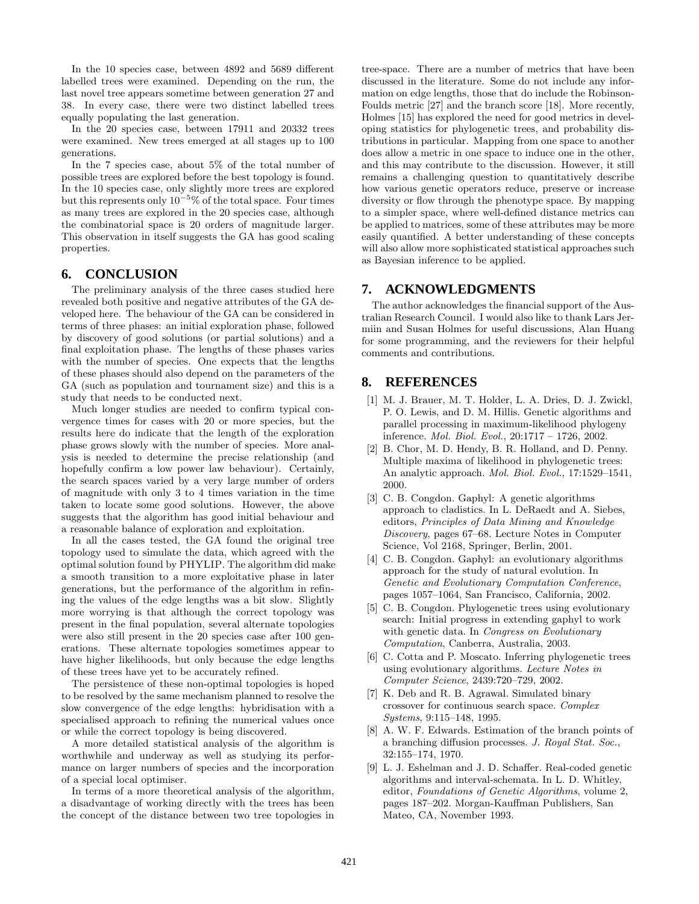In the 10 species case, between 4892 and 5689 different labelled trees were examined. Depending on the run, the last novel tree appears sometime between generation 27 and 38. In every case, there were two distinct labelled trees equally populating the last generation.

In the 20 species case, between 17911 and 20332 trees were examined. New trees emerged at all stages up to 100 generations.

In the 7 species case, about 5% of the total number of possible trees are explored before the best topology is found. In the 10 species case, only slightly more trees are explored but this represents only $10^{-5}$% of the total space. Four times as many trees are explored in the 20 species case, although the combinatorial space is 20 orders of magnitude larger. This observation in itself suggests the GA has good scaling properties.

## 6. CONCLUSION

The preliminary analysis of the three cases studied here revealed both positive and negative attributes of the GA developed here. The behaviour of the GA can be considered in terms of three phases: an initial exploration phase, followed by discovery of good solutions (or partial solutions) and a final exploitation phase. The lengths of these phases varies with the number of species. One expects that the lengths of these phases should also depend on the parameters of the GA (such as population and tournament size) and this is a study that needs to be conducted next.

Much longer studies are needed to confirm typical convergence times for cases with 20 or more species, but the results here do indicate that the length of the exploration phase grows slowly with the number of species. More analysis is needed to determine the precise relationship (and hopefully confirm a low power law behaviour). Certainly, the search spaces varied by a very large number of orders of magnitude with only 3 to 4 times variation in the time taken to locate some good solutions. However, the above suggests that the algorithm has good initial behaviour and a reasonable balance of exploration and exploitation.

In all the cases tested, the GA found the original tree topology used to simulate the data, which agreed with the optimal solution found by PHYLIP. The algorithm did make a smooth transition to a more exploitative phase in later generations, but the performance of the algorithm in refining the values of the edge lengths was a bit slow. Slightly more worrying is that although the correct topology was present in the final population, several alternate topologies were also still present in the 20 species case after 100 generations. These alternate topologies sometimes appear to have higher likelihoods, but only because the edge lengths of these trees have yet to be accurately refined.

The persistence of these non-optimal topologies is hoped to be resolved by the same mechanism planned to resolve the slow convergence of the edge lengths: hybridisation with a specialised approach to refining the numerical values once or while the correct topology is being discovered.

A more detailed statistical analysis of the algorithm is worthwhile and underway as well as studying its performance on larger numbers of species and the incorporation of a special local optimiser.

In terms of a more theoretical analysis of the algorithm, a disadvantage of working directly with the trees has been the concept of the distance between two tree topologies in tree-space. There are a number of metrics that have been discussed in the literature. Some do not include any information on edge lengths, those that do include the Robinson-Foulds metric [27] and the branch score [18]. More recently, Holmes [15] has explored the need for good metrics in developing statistics for phylogenetic trees, and probability distributions in particular. Mapping from one space to another does allow a metric in one space to induce one in the other, and this may contribute to the discussion. However, it still remains a challenging question to quantitatively describe how various genetic operators reduce, preserve or increase diversity or flow through the phenotype space. By mapping to a simpler space, where well-defined distance metrics can be applied to matrices, some of these attributes may be more easily quantified. A better understanding of these concepts will also allow more sophisticated statistical approaches such as Bayesian inference to be applied.

## 7. ACKNOWLEDGMENTS

The author acknowledges the financial support of the Australian Research Council. I would also like to thank Lars Jermiin and Susan Holmes for useful discussions, Alan Huang for some programming, and the reviewers for their helpful comments and contributions.

## 8. REFERENCES

[1] M. J. Brauer, M. T. Holder, L. A. Dries, D. J. Zwickl, P. O. Lewis, and D. M. Hillis. Genetic algorithms and parallel processing in maximum-likelihood phylogeny inference. *Mol. Biol. Evol.*, 20:1717 – 1726, 2002.

[2] B. Chor, M. D. Hendy, B. R. Holland, and D. Penny. Multiple maxima of likelihood in phylogenetic trees: An analytic approach. *Mol. Biol. Evol.*, 17:1529–1541, 2000.

[3] C. B. Congdon. Gaphyl: A genetic algorithms approach to cladistics. In L. DeRaedt and A. Siebes, editors, *Principles of Data Mining and Knowledge Discovery*, pages 67–68. Lecture Notes in Computer Science, Vol 2168, Springer, Berlin, 2001.

[4] C. B. Congdon. Gaphyl: an evolutionary algorithms approach for the study of natural evolution. In *Genetic and Evolutionary Computation Conference*, pages 1057–1064, San Francisco, California, 2002.

[5] C. B. Congdon. Phylogenetic trees using evolutionary search: Initial progress in extending gaphyl to work with genetic data. In *Congress on Evolutionary Computation*, Canberra, Australia, 2003.

[6] C. Cotta and P. Moscato. Inferring phylogenetic trees using evolutionary algorithms. *Lecture Notes in Computer Science*, 2439:720–729, 2002.

[7] K. Deb and R. B. Agrawal. Simulated binary crossover for continuous search space. *Complex Systems*, 9:115–148, 1995.

[8] A. W. F. Edwards. Estimation of the branch points of a branching diffusion processes. *J. Royal Stat. Soc.*, 32:155–174, 1970.

[9] L. J. Eshelman and J. D. Schaffer. Real-coded genetic algorithms and interval-schemata. In L. D. Whitley, editor, *Foundations of Genetic Algorithms*, volume 2, pages 187–202. Morgan-Kauffman Publishers, San Mateo, CA, November 1993.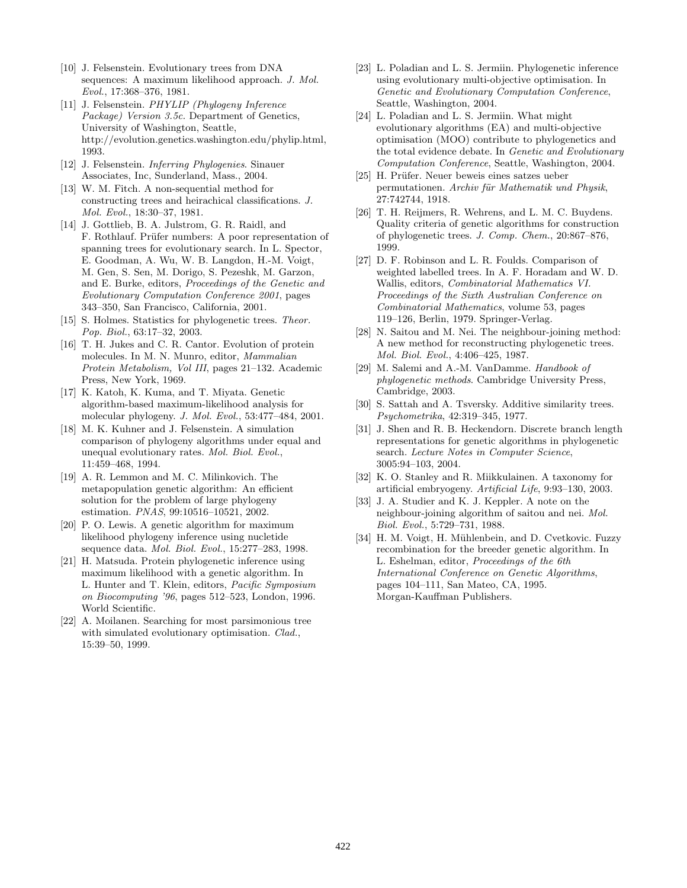[10] J. Felsenstein. Evolutionary trees from DNA sequences: A maximum likelihood approach. *J. Mol. Evol.*, 17:368–376, 1981.

[11] J. Felsenstein. *PHYLIP (Phylogeny Inference Package) Version 3.5c.* Department of Genetics, University of Washington, Seattle, http://evolution.genetics.washington.edu/phylip.html, 1993.

[12] J. Felsenstein. *Inferring Phylogenies*. Sinauer Associates, Inc, Sunderland, Mass., 2004.

[13] W. M. Fitch. A non-sequential method for constructing trees and heirachical classifications. *J. Mol. Evol.*, 18:30–37, 1981.

[14] J. Gottlieb, B. A. Julstrom, G. R. Raidl, and F. Rothlauf. Prüfer numbers: A poor representation of spanning trees for evolutionary search. In L. Spector, E. Goodman, A. Wu, W. B. Langdon, H.-M. Voigt, M. Gen, S. Sen, M. Dorigo, S. Pezeshk, M. Garzon, and E. Burke, editors, *Proceedings of the Genetic and Evolutionary Computation Conference 2001*, pages 343–350, San Francisco, California, 2001.

[15] S. Holmes. Statistics for phylogenetic trees. *Theor. Pop. Biol.*, 63:17–32, 2003.

[16] T. H. Jukes and C. R. Cantor. Evolution of protein molecules. In M. N. Munro, editor, *Mammalian Protein Metabolism, Vol III*, pages 21–132. Academic Press, New York, 1969.

[17] K. Katoh, K. Kuma, and T. Miyata. Genetic algorithm-based maximum-likelihood analysis for molecular phylogeny. *J. Mol. Evol.*, 53:477–484, 2001.

[18] M. K. Kuhner and J. Felsenstein. A simulation comparison of phylogeny algorithms under equal and unequal evolutionary rates. *Mol. Biol. Evol.*, 11:459–468, 1994.

[19] A. R. Lemmon and M. C. Milinkovich. The metapopulation genetic algorithm: An efficient solution for the problem of large phylogeny estimation. *PNAS*, 99:10516–10521, 2002.

[20] P. O. Lewis. A genetic algorithm for maximum likelihood phylogeny inference using nucletide sequence data. *Mol. Biol. Evol.*, 15:277–283, 1998.

[21] H. Matsuda. Protein phylogenetic inference using maximum likelihood with a genetic algorithm. In L. Hunter and T. Klein, editors, *Pacific Symposium on Biocomputing '96*, pages 512–523, London, 1996. World Scientific.

[22] A. Moilanen. Searching for most parsimonious tree with simulated evolutionary optimisation. *Clad.*, 15:39–50, 1999.

[23] L. Poladian and L. S. Jermiin. Phylogenetic inference using evolutionary multi-objective optimisation. In *Genetic and Evolutionary Computation Conference*, Seattle, Washington, 2004.

[24] L. Poladian and L. S. Jermiin. What might evolutionary algorithms (EA) and multi-objective optimisation (MOO) contribute to phylogenetics and the total evidence debate. In *Genetic and Evolutionary Computation Conference*, Seattle, Washington, 2004.

[25] H. Prüfer. Neuer beweis eines satzes ueber permutationen. *Archiv für Mathematik und Physik*, 27:742744, 1918.

[26] T. H. Reijmers, R. Wehrens, and L. M. C. Buydens. Quality criteria of genetic algorithms for construction of phylogenetic trees. *J. Comp. Chem.*, 20:867–876, 1999.

[27] D. F. Robinson and L. R. Foulds. Comparison of weighted labelled trees. In A. F. Horadam and W. D. Wallis, editors, *Combinatorial Mathematics VI. Proceedings of the Sixth Australian Conference on Combinatorial Mathematics*, volume 53, pages 119–126, Berlin, 1979. Springer-Verlag.

[28] N. Saitou and M. Nei. The neighbour-joining method: A new method for reconstructing phylogenetic trees. *Mol. Biol. Evol.*, 4:406–425, 1987.

[29] M. Salemi and A.-M. VanDamme. *Handbook of phylogenetic methods*. Cambridge University Press, Cambridge, 2003.

[30] S. Sattah and A. Tsversky. Additive similarity trees. *Psychometrika*, 42:319–345, 1977.

[31] J. Shen and R. B. Heckendorn. Discrete branch length representations for genetic algorithms in phylogenetic search. *Lecture Notes in Computer Science*, 3005:94–103, 2004.

[32] K. O. Stanley and R. Miikkulainen. A taxonomy for artificial embryogeny. *Artificial Life*, 9:93–130, 2003.

[33] J. A. Studier and K. J. Keppler. A note on the neighbour-joining algorithm of saitou and nei. *Mol. Biol. Evol.*, 5:729–731, 1988.

[34] H. M. Voigt, H. Mühlenbein, and D. Cvetkovic. Fuzzy recombination for the breeder genetic algorithm. In L. Eshelman, editor, *Proceedings of the 6th International Conference on Genetic Algorithms*, pages 104–111, San Mateo, CA, 1995. Morgan-Kauffman Publishers.